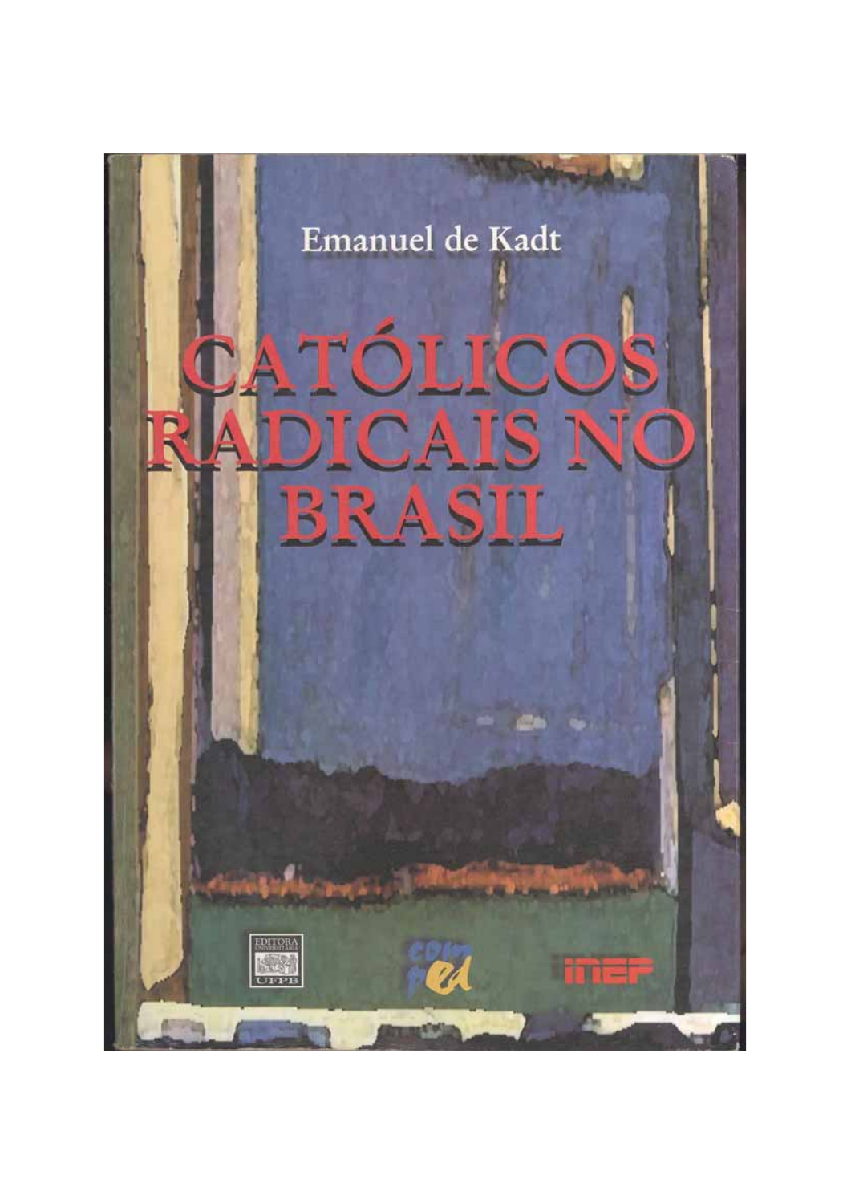Emanuel de Kadt

# CATÓLICOS RADICAIS NO BRASIL

EDITORA UNIVERSITÁRIA UFPB

com ped

inep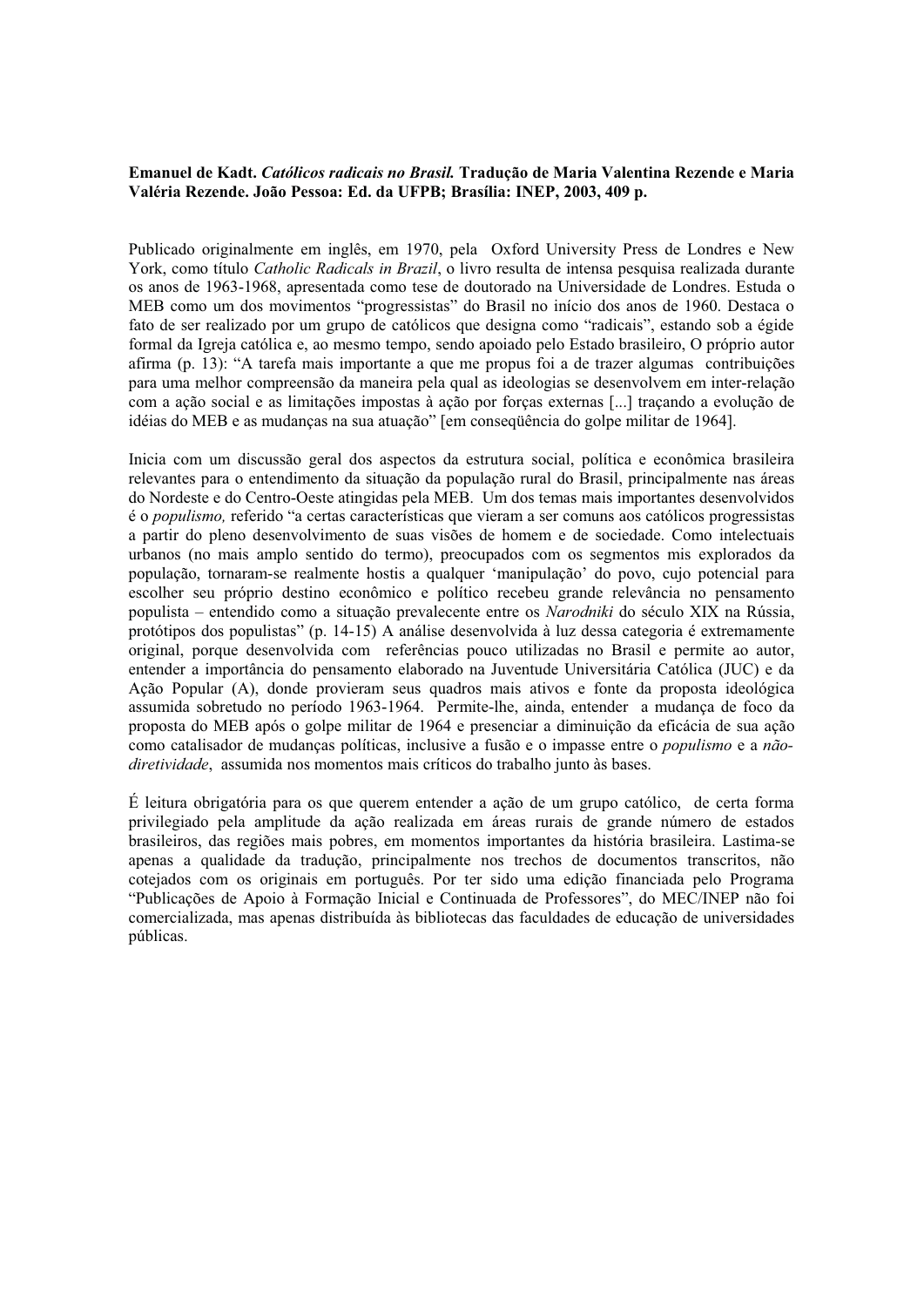**Emanuel de Kadt. *Católicos radicais no Brasil.* Tradução de Maria Valentina Rezende e Maria Valéria Rezende. João Pessoa: Ed. da UFPB; Brasília: INEP, 2003, 409 p.**

Publicado originalmente em inglês, em 1970, pela Oxford University Press de Londres e New York, como título *Catholic Radicals in Brazil*, o livro resulta de intensa pesquisa realizada durante os anos de 1963-1968, apresentada como tese de doutorado na Universidade de Londres. Estuda o MEB como um dos movimentos "progressistas" do Brasil no início dos anos de 1960. Destaca o fato de ser realizado por um grupo de católicos que designa como "radicais", estando sob a égide formal da Igreja católica e, ao mesmo tempo, sendo apoiado pelo Estado brasileiro, O próprio autor afirma (p. 13): "A tarefa mais importante a que me propus foi a de trazer algumas contribuições para uma melhor compreensão da maneira pela qual as ideologias se desenvolvem em inter-relação com a ação social e as limitações impostas à ação por forças externas [...] traçando a evolução de idéias do MEB e as mudanças na sua atuação" [em conseqüência do golpe militar de 1964].

Inicia com um discussão geral dos aspectos da estrutura social, política e econômica brasileira relevantes para o entendimento da situação da população rural do Brasil, principalmente nas áreas do Nordeste e do Centro-Oeste atingidas pela MEB. Um dos temas mais importantes desenvolvidos é o *populismo,* referido "a certas características que vieram a ser comuns aos católicos progressistas a partir do pleno desenvolvimento de suas visões de homem e de sociedade. Como intelectuais urbanos (no mais amplo sentido do termo), preocupados com os segmentos mis explorados da população, tornaram-se realmente hostis a qualquer 'manipulação' do povo, cujo potencial para escolher seu próprio destino econômico e político recebeu grande relevância no pensamento populista – entendido como a situação prevalecente entre os *Narodniki* do século XIX na Rússia, protótipos dos populistas" (p. 14-15) A análise desenvolvida à luz dessa categoria é extremamente original, porque desenvolvida com referências pouco utilizadas no Brasil e permite ao autor, entender a importância do pensamento elaborado na Juventude Universitária Católica (JUC) e da Ação Popular (A), donde provieram seus quadros mais ativos e fonte da proposta ideológica assumida sobretudo no período 1963-1964. Permite-lhe, ainda, entender a mudança de foco da proposta do MEB após o golpe militar de 1964 e presenciar a diminuição da eficácia de sua ação como catalisador de mudanças políticas, inclusive a fusão e o impasse entre o *populismo* e a *não-diretividade*, assumida nos momentos mais críticos do trabalho junto às bases.

É leitura obrigatória para os que querem entender a ação de um grupo católico, de certa forma privilegiado pela amplitude da ação realizada em áreas rurais de grande número de estados brasileiros, das regiões mais pobres, em momentos importantes da história brasileira. Lastima-se apenas a qualidade da tradução, principalmente nos trechos de documentos transcritos, não cotejados com os originais em português. Por ter sido uma edição financiada pelo Programa "Publicações de Apoio à Formação Inicial e Continuada de Professores", do MEC/INEP não foi comercializada, mas apenas distribuída às bibliotecas das faculdades de educação de universidades públicas.